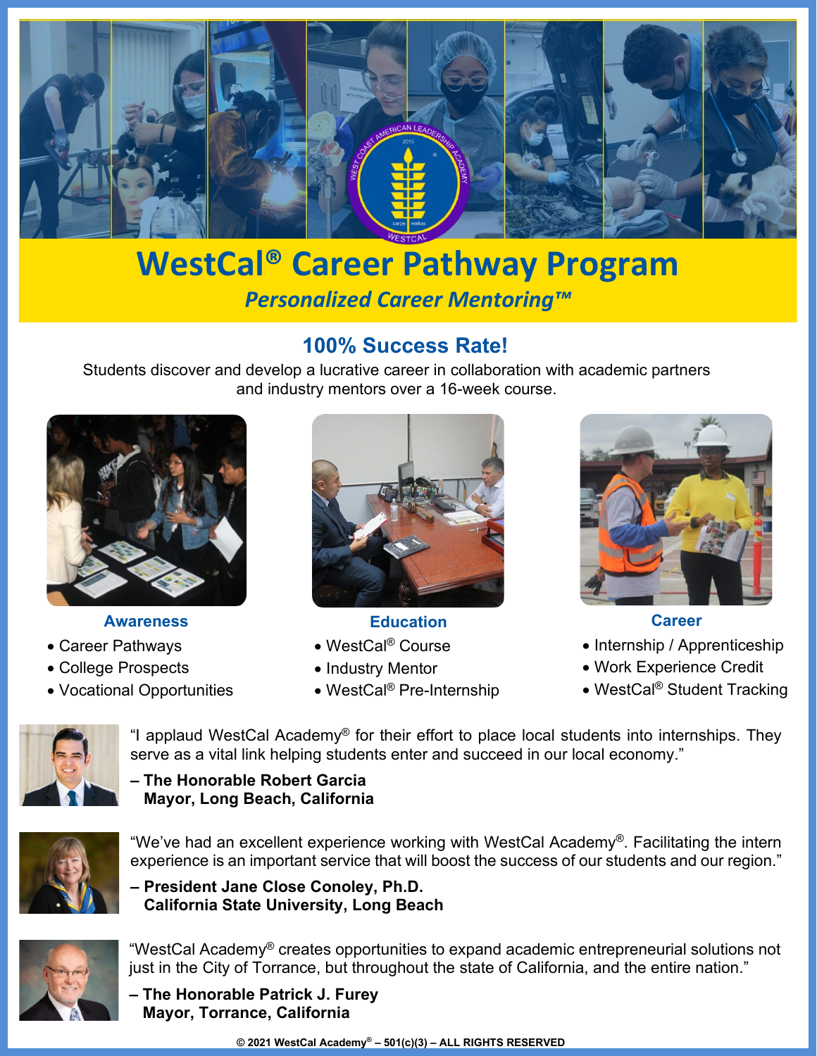# WestCal® Career Pathway Program

*Personalized Career Mentoring™*

## 100% Success Rate!

Students discover and develop a lucrative career in collaboration with academic partners and industry mentors over a 16-week course.

### Awareness

- Career Pathways
- College Prospects
- Vocational Opportunities

### Education

- WestCal® Course
- Industry Mentor
- WestCal® Pre-Internship

### Career

- Internship / Apprenticeship
- Work Experience Credit
- WestCal® Student Tracking

"I applaud WestCal Academy® for their effort to place local students into internships. They serve as a vital link helping students enter and succeed in our local economy."

**– The Honorable Robert Garcia**
**Mayor, Long Beach, California**

"We've had an excellent experience working with WestCal Academy®. Facilitating the intern experience is an important service that will boost the success of our students and our region."

**– President Jane Close Conoley, Ph.D.**
**California State University, Long Beach**

"WestCal Academy® creates opportunities to expand academic entrepreneurial solutions not just in the City of Torrance, but throughout the state of California, and the entire nation."

**– The Honorable Patrick J. Furey**
**Mayor, Torrance, California**

**© 2021 WestCal Academy® – 501(c)(3) – ALL RIGHTS RESERVED**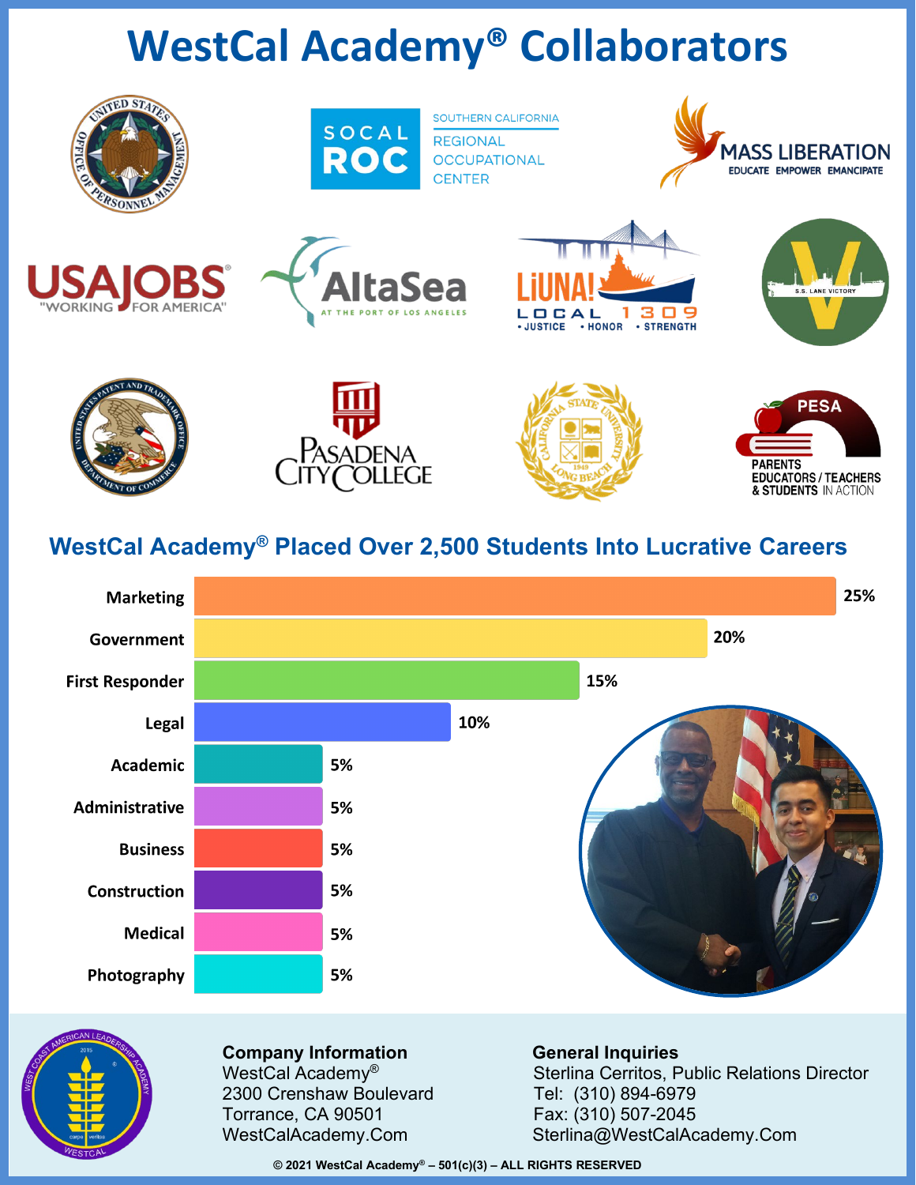# WestCal Academy® Collaborators

## WestCal Academy® Placed Over 2,500 Students Into Lucrative Careers

Marketing 25%
Government 20%
First Responder 15%
Legal 10%
Academic 5%
Administrative 5%
Business 5%
Construction 5%
Medical 5%
Photography 5%

**Company Information**
WestCal Academy®
2300 Crenshaw Boulevard
Torrance, CA 90501
WestCalAcademy.Com

**General Inquiries**
Sterlina Cerritos, Public Relations Director
Tel: (310) 894-6979
Fax: (310) 507-2045
Sterlina@WestCalAcademy.Com

**© 2021 WestCal Academy® – 501(c)(3) – ALL RIGHTS RESERVED**